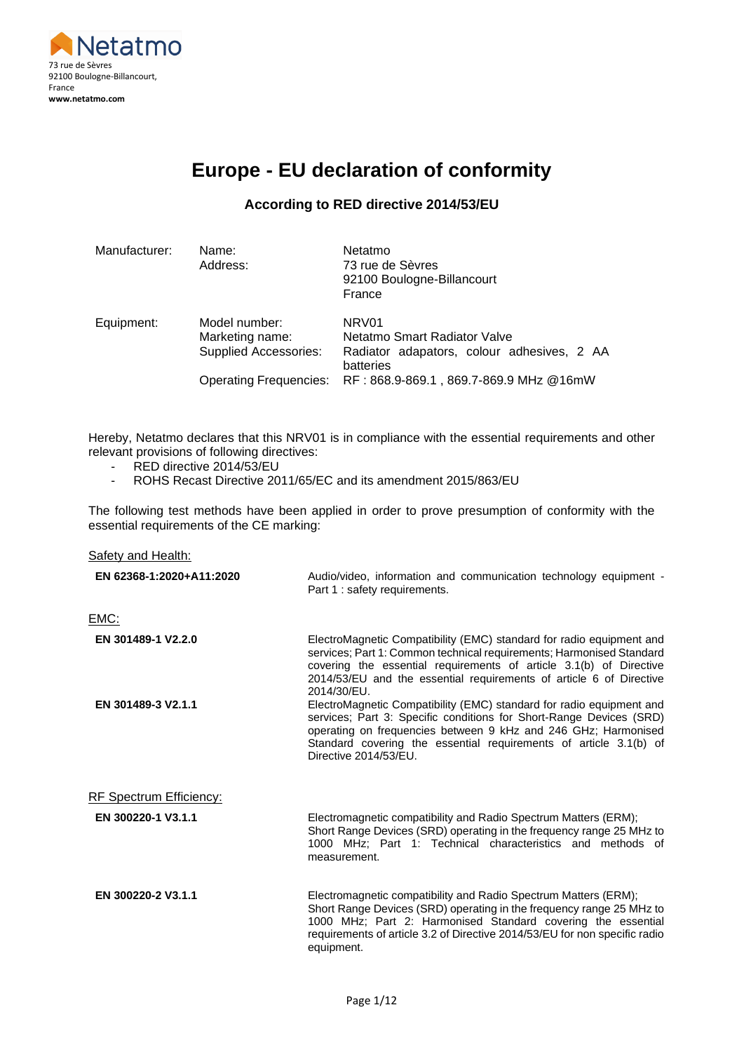Netatmo
73 rue de Sèvres
92100 Boulogne-Billancourt,
France
**www.netatmo.com**

# Europe - EU declaration of conformity

### According to RED directive 2014/53/EU

| | | |
|---|---|---|
| Manufacturer: | Name: | Netatmo |
| | Address: | 73 rue de Sèvres<br>92100 Boulogne-Billancourt<br>France |
| Equipment: | Model number: | NRV01 |
| | Marketing name: | Netatmo Smart Radiator Valve |
| | Supplied Accessories: | Radiator adapators, colour adhesives, 2 AA batteries |
| | Operating Frequencies: | RF : 868.9-869.1 , 869.7-869.9 MHz @16mW |

Hereby, Netatmo declares that this NRV01 is in compliance with the essential requirements and other relevant provisions of following directives:

- RED directive 2014/53/EU
- ROHS Recast Directive 2011/65/EC and its amendment 2015/863/EU

The following test methods have been applied in order to prove presumption of conformity with the essential requirements of the CE marking:

Safety and Health:

| | |
|---|---|
| **EN 62368-1:2020+A11:2020** | Audio/video, information and communication technology equipment - Part 1 : safety requirements. |

EMC:

| | |
|---|---|
| **EN 301489-1 V2.2.0** | ElectroMagnetic Compatibility (EMC) standard for radio equipment and services; Part 1: Common technical requirements; Harmonised Standard covering the essential requirements of article 3.1(b) of Directive 2014/53/EU and the essential requirements of article 6 of Directive 2014/30/EU. |
| **EN 301489-3 V2.1.1** | ElectroMagnetic Compatibility (EMC) standard for radio equipment and services; Part 3: Specific conditions for Short-Range Devices (SRD) operating on frequencies between 9 kHz and 246 GHz; Harmonised Standard covering the essential requirements of article 3.1(b) of Directive 2014/53/EU. |

RF Spectrum Efficiency:

| | |
|---|---|
| **EN 300220-1 V3.1.1** | Electromagnetic compatibility and Radio Spectrum Matters (ERM); Short Range Devices (SRD) operating in the frequency range 25 MHz to 1000 MHz; Part 1: Technical characteristics and methods of measurement. |
| **EN 300220-2 V3.1.1** | Electromagnetic compatibility and Radio Spectrum Matters (ERM); Short Range Devices (SRD) operating in the frequency range 25 MHz to 1000 MHz; Part 2: Harmonised Standard covering the essential requirements of article 3.2 of Directive 2014/53/EU for non specific radio equipment. |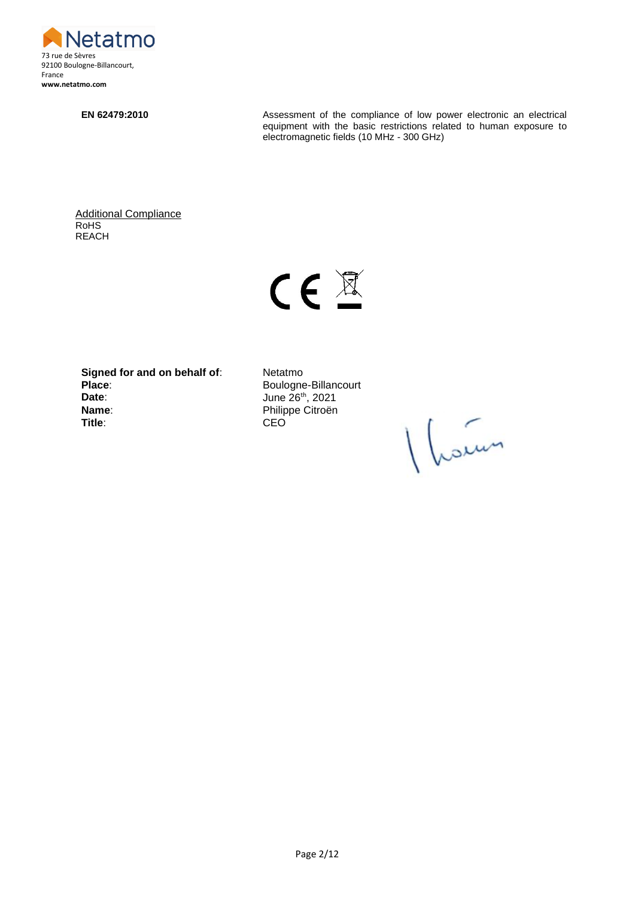Netatmo
73 rue de Sèvres
92100 Boulogne-Billancourt,
France
**www.netatmo.com**

| | |
|---|---|
| **EN 62479:2010** | Assessment of the compliance of low power electronic an electrical equipment with the basic restrictions related to human exposure to electromagnetic fields (10 MHz - 300 GHz) |

Additional Compliance
RoHS
REACH

**Signed for and on behalf of**: Netatmo
**Place**: Boulogne-Billancourt
**Date**: June 26th, 2021
**Name**: Philippe Citroën
**Title**: CEO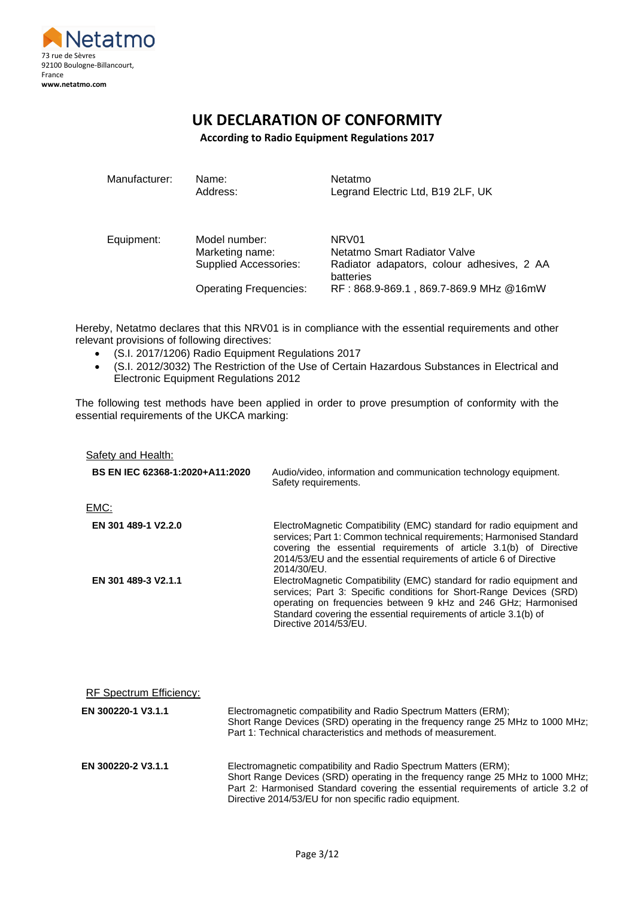Netatmo
73 rue de Sèvres
92100 Boulogne-Billancourt,
France
**www.netatmo.com**

# UK DECLARATION OF CONFORMITY

**According to Radio Equipment Regulations 2017**

| | | |
|---|---|---|
| Manufacturer: | Name:<br>Address: | Netatmo<br>Legrand Electric Ltd, B19 2LF, UK |
| Equipment: | Model number:<br>Marketing name:<br>Supplied Accessories:<br>Operating Frequencies: | NRV01<br>Netatmo Smart Radiator Valve<br>Radiator adapators, colour adhesives, 2 AA batteries<br>RF : 868.9-869.1 , 869.7-869.9 MHz @16mW |

Hereby, Netatmo declares that this NRV01 is in compliance with the essential requirements and other relevant provisions of following directives:

- (S.I. 2017/1206) Radio Equipment Regulations 2017
- (S.I. 2012/3032) The Restriction of the Use of Certain Hazardous Substances in Electrical and Electronic Equipment Regulations 2012

The following test methods have been applied in order to prove presumption of conformity with the essential requirements of the UKCA marking:

Safety and Health:

| | |
|---|---|
| **BS EN IEC 62368-1:2020+A11:2020** | Audio/video, information and communication technology equipment. Safety requirements. |

EMC:

| | |
|---|---|
| **EN 301 489-1 V2.2.0** | ElectroMagnetic Compatibility (EMC) standard for radio equipment and services; Part 1: Common technical requirements; Harmonised Standard covering the essential requirements of article 3.1(b) of Directive 2014/53/EU and the essential requirements of article 6 of Directive 2014/30/EU. |
| **EN 301 489-3 V2.1.1** | ElectroMagnetic Compatibility (EMC) standard for radio equipment and services; Part 3: Specific conditions for Short-Range Devices (SRD) operating on frequencies between 9 kHz and 246 GHz; Harmonised Standard covering the essential requirements of article 3.1(b) of Directive 2014/53/EU. |

RF Spectrum Efficiency:

| | |
|---|---|
| **EN 300220-1 V3.1.1** | Electromagnetic compatibility and Radio Spectrum Matters (ERM); Short Range Devices (SRD) operating in the frequency range 25 MHz to 1000 MHz; Part 1: Technical characteristics and methods of measurement. |
| **EN 300220-2 V3.1.1** | Electromagnetic compatibility and Radio Spectrum Matters (ERM); Short Range Devices (SRD) operating in the frequency range 25 MHz to 1000 MHz; Part 2: Harmonised Standard covering the essential requirements of article 3.2 of Directive 2014/53/EU for non specific radio equipment. |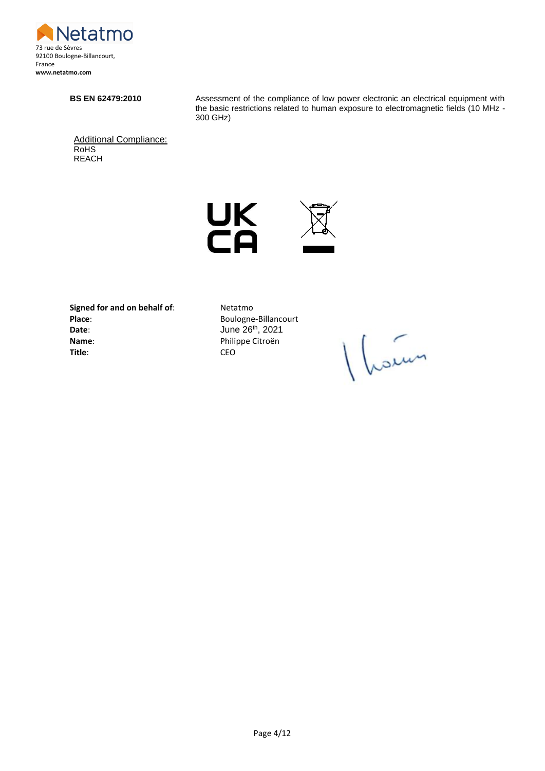Netatmo
73 rue de Sèvres
92100 Boulogne-Billancourt,
France
**www.netatmo.com**

| | |
|---|---|
| **BS EN 62479:2010** | Assessment of the compliance of low power electronic an electrical equipment with the basic restrictions related to human exposure to electromagnetic fields (10 MHz - 300 GHz) |

Additional Compliance:
RoHS
REACH

UK CA

| | |
|---|---|
| **Signed for and on behalf of**: | Netatmo |
| **Place**: | Boulogne-Billancourt |
| **Date**: | June 26th, 2021 |
| **Name**: | Philippe Citroën |
| **Title**: | CEO |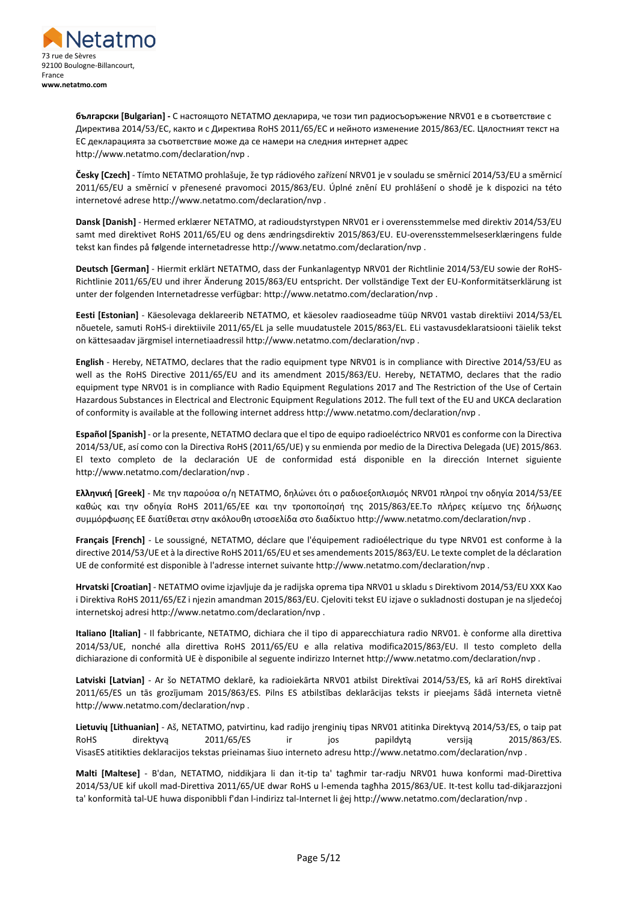Netatmo
73 rue de Sèvres
92100 Boulogne-Billancourt,
France
**www.netatmo.com**

**български [Bulgarian] -** С настоящото NETATMO декларира, че този тип радиосъоръжение NRV01 е в съответствие с Директива 2014/53/ЕС, както и с Директива RoHS 2011/65/ЕС и нейното изменение 2015/863/ЕС. Цялостният текст на ЕС декларацията за съответствие може да се намери на следния интернет адрес http://www.netatmo.com/declaration/nvp .

**Česky [Czech]** - Tímto NETATMO prohlašuje, že typ rádiového zařízení NRV01 je v souladu se směrnicí 2014/53/EU a směrnicí 2011/65/EU a směrnicí v přenesené pravomoci 2015/863/EU. Úplné znění EU prohlášení o shodě je k dispozici na této internetové adrese http://www.netatmo.com/declaration/nvp .

**Dansk [Danish]** - Hermed erklærer NETATMO, at radioudstyrstypen NRV01 er i overensstemmelse med direktiv 2014/53/EU samt med direktivet RoHS 2011/65/EU og dens ændringsdirektiv 2015/863/EU. EU-overensstemmelseserklæringens fulde tekst kan findes på følgende internetadresse http://www.netatmo.com/declaration/nvp .

**Deutsch [German]** - Hiermit erklärt NETATMO, dass der Funkanlagentyp NRV01 der Richtlinie 2014/53/EU sowie der RoHS-Richtlinie 2011/65/EU und ihrer Änderung 2015/863/EU entspricht. Der vollständige Text der EU-Konformitätserklärung ist unter der folgenden Internetadresse verfügbar: http://www.netatmo.com/declaration/nvp .

**Eesti [Estonian]** - Käesolevaga deklareerib NETATMO, et käesolev raadioseadme tüüp NRV01 vastab direktiivi 2014/53/EL nõuetele, samuti RoHS-i direktiivile 2011/65/EL ja selle muudatustele 2015/863/EL. ELi vastavusdeklaratsiooni täielik tekst on kättesaadav järgmisel internetiaadressil http://www.netatmo.com/declaration/nvp .

**English** - Hereby, NETATMO, declares that the radio equipment type NRV01 is in compliance with Directive 2014/53/EU as well as the RoHS Directive 2011/65/EU and its amendment 2015/863/EU. Hereby, NETATMO, declares that the radio equipment type NRV01 is in compliance with Radio Equipment Regulations 2017 and The Restriction of the Use of Certain Hazardous Substances in Electrical and Electronic Equipment Regulations 2012. The full text of the EU and UKCA declaration of conformity is available at the following internet address http://www.netatmo.com/declaration/nvp .

**Español [Spanish]** - or la presente, NETATMO declara que el tipo de equipo radioeléctrico NRV01 es conforme con la Directiva 2014/53/UE, así como con la Directiva RoHS (2011/65/UE) y su enmienda por medio de la Directiva Delegada (UE) 2015/863. El texto completo de la declaración UE de conformidad está disponible en la dirección Internet siguiente http://www.netatmo.com/declaration/nvp .

**Ελληνική [Greek]** - Με την παρούσα ο/η NETATMO, δηλώνει ότι ο ραδιοεξοπλισμός NRV01 πληροί την οδηγία 2014/53/ΕΕ καθώς και την οδηγία RoHS 2011/65/ΕΕ και την τροποποίησή της 2015/863/ΕΕ.Το πλήρες κείμενο της δήλωσης συμμόρφωσης ΕΕ διατίθεται στην ακόλουθη ιστοσελίδα στο διαδίκτυο http://www.netatmo.com/declaration/nvp .

**Français [French]** - Le soussigné, NETATMO, déclare que l'équipement radioélectrique du type NRV01 est conforme à la directive 2014/53/UE et à la directive RoHS 2011/65/EU et ses amendements 2015/863/EU. Le texte complet de la déclaration UE de conformité est disponible à l'adresse internet suivante http://www.netatmo.com/declaration/nvp .

**Hrvatski [Croatian]** - NETATMO ovime izjavljuje da je radijska oprema tipa NRV01 u skladu s Direktivom 2014/53/EU XXX Kao i Direktiva RoHS 2011/65/EZ i njezin amandman 2015/863/EU. Cjeloviti tekst EU izjave o sukladnosti dostupan je na sljedećoj internetskoj adresi http://www.netatmo.com/declaration/nvp .

**Italiano [Italian]** - Il fabbricante, NETATMO, dichiara che il tipo di apparecchiatura radio NRV01. è conforme alla direttiva 2014/53/UE, nonché alla direttiva RoHS 2011/65/EU e alla relativa modifica2015/863/EU. Il testo completo della dichiarazione di conformità UE è disponibile al seguente indirizzo Internet http://www.netatmo.com/declaration/nvp .

**Latviski [Latvian]** - Ar šo NETATMO deklarē, ka radioiekārta NRV01 atbilst Direktīvai 2014/53/ES, kā arī RoHS direktīvai 2011/65/ES un tās grozījumam 2015/863/ES. Pilns ES atbilstības deklarācijas teksts ir pieejams šādā interneta vietnē http://www.netatmo.com/declaration/nvp .

**Lietuvių [Lithuanian]** - Aš, NETATMO, patvirtinu, kad radijo įrenginių tipas NRV01 atitinka Direktyvą 2014/53/ES, o taip pat RoHS direktyvą 2011/65/ES ir jos papildytą versiją 2015/863/ES. VisasES atitikties deklaracijos tekstas prieinamas šiuo interneto adresu http://www.netatmo.com/declaration/nvp .

**Malti [Maltese]** - B'dan, NETATMO, niddikjara li dan it-tip ta' tagħmir tar-radju NRV01 huwa konformi mad-Direttiva 2014/53/UE kif ukoll mad-Direttiva 2011/65/UE dwar RoHS u l-emenda tagħha 2015/863/UE. It-test kollu tad-dikjarazzjoni ta' konformità tal-UE huwa disponibbli f'dan l-indirizz tal-Internet li ġej http://www.netatmo.com/declaration/nvp .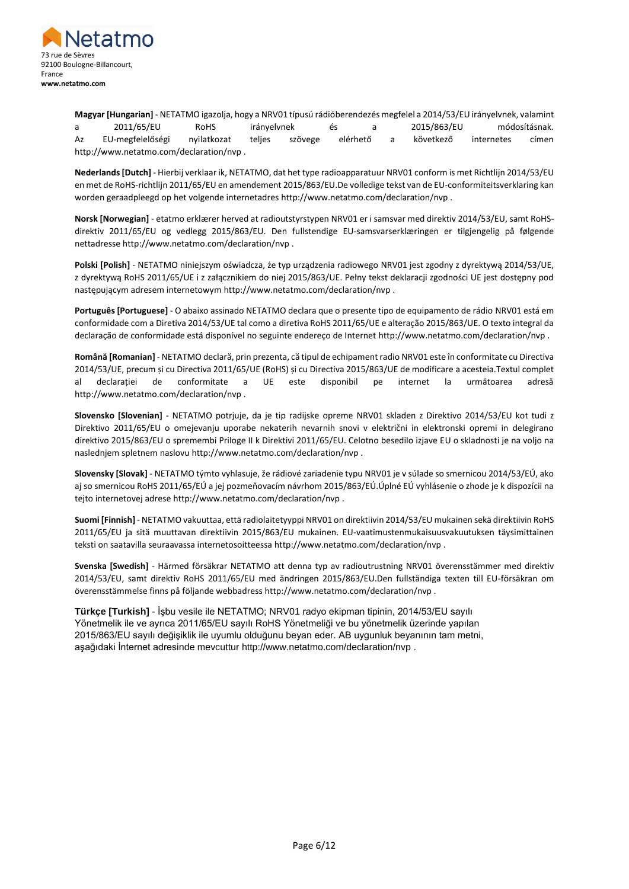Netatmo
73 rue de Sèvres
92100 Boulogne-Billancourt,
France
**www.netatmo.com**

**Magyar [Hungarian]** - NETATMO igazolja, hogy a NRV01 típusú rádióberendezés megfelel a 2014/53/EU irányelvnek, valamint a 2011/65/EU RoHS irányelvnek és a 2015/863/EU módosításnak. Az EU-megfelelőségi nyilatkozat teljes szövege elérhető a következő internetes címen http://www.netatmo.com/declaration/nvp .

**Nederlands [Dutch]** - Hierbij verklaar ik, NETATMO, dat het type radioapparatuur NRV01 conform is met Richtlijn 2014/53/EU en met de RoHS-richtlijn 2011/65/EU en amendement 2015/863/EU.De volledige tekst van de EU-conformiteitsverklaring kan worden geraadpleegd op het volgende internetadres http://www.netatmo.com/declaration/nvp .

**Norsk [Norwegian]** - etatmo erklærer herved at radioutstyrstypen NRV01 er i samsvar med direktiv 2014/53/EU, samt RoHS-direktiv 2011/65/EU og vedlegg 2015/863/EU. Den fullstendige EU-samsvarserklæringen er tilgjengelig på følgende nettadresse http://www.netatmo.com/declaration/nvp .

**Polski [Polish]** - NETATMO niniejszym oświadcza, że typ urządzenia radiowego NRV01 jest zgodny z dyrektywą 2014/53/UE, z dyrektywą RoHS 2011/65/UE i z załącznikiem do niej 2015/863/UE. Pełny tekst deklaracji zgodności UE jest dostępny pod następującym adresem internetowym http://www.netatmo.com/declaration/nvp .

**Português [Portuguese]** - O abaixo assinado NETATMO declara que o presente tipo de equipamento de rádio NRV01 está em conformidade com a Diretiva 2014/53/UE tal como a diretiva RoHS 2011/65/UE e alteração 2015/863/UE. O texto integral da declaração de conformidade está disponível no seguinte endereço de Internet http://www.netatmo.com/declaration/nvp .

**Română [Romanian]** - NETATMO declară, prin prezenta, că tipul de echipament radio NRV01 este în conformitate cu Directiva 2014/53/UE, precum și cu Directiva 2011/65/UE (RoHS) și cu Directiva 2015/863/UE de modificare a acesteia.Textul complet al declarației de conformitate a UE este disponibil pe internet la următoarea adresă http://www.netatmo.com/declaration/nvp .

**Slovensko [Slovenian]** - NETATMO potrjuje, da je tip radijske opreme NRV01 skladen z Direktivo 2014/53/EU kot tudi z Direktivo 2011/65/EU o omejevanju uporabe nekaterih nevarnih snovi v električni in elektronski opremi in delegirano direktivo 2015/863/EU o spremembi Priloge II k Direktivi 2011/65/EU. Celotno besedilo izjave EU o skladnosti je na voljo na naslednjem spletnem naslovu http://www.netatmo.com/declaration/nvp .

**Slovensky [Slovak]** - NETATMO týmto vyhlasuje, že rádiové zariadenie typu NRV01 je v súlade so smernicou 2014/53/EÚ, ako aj so smernicou RoHS 2011/65/EÚ a jej pozmeňovacím návrhom 2015/863/EÚ.Úplné EÚ vyhlásenie o zhode je k dispozícii na tejto internetovej adrese http://www.netatmo.com/declaration/nvp .

**Suomi [Finnish]** - NETATMO vakuuttaa, että radiolaitetyyppi NRV01 on direktiivin 2014/53/EU mukainen sekä direktiivin RoHS 2011/65/EU ja sitä muuttavan direktiivin 2015/863/EU mukainen. EU-vaatimustenmukaisuusvakuutuksen täysimittainen teksti on saatavilla seuraavassa internetosoitteessa http://www.netatmo.com/declaration/nvp .

**Svenska [Swedish]** - Härmed försäkrar NETATMO att denna typ av radioutrustning NRV01 överensstämmer med direktiv 2014/53/EU, samt direktiv RoHS 2011/65/EU med ändringen 2015/863/EU.Den fullständiga texten till EU-försäkran om överensstämmelse finns på följande webbadress http://www.netatmo.com/declaration/nvp .

**Türkçe [Turkish]** - İşbu vesile ile NETATMO; NRV01 radyo ekipman tipinin, 2014/53/EU sayılı Yönetmelik ile ve ayrıca 2011/65/EU sayılı RoHS Yönetmeliği ve bu yönetmelik üzerinde yapılan 2015/863/EU sayılı değişiklik ile uyumlu olduğunu beyan eder. AB uygunluk beyanının tam metni, aşağıdaki İnternet adresinde mevcuttur http://www.netatmo.com/declaration/nvp .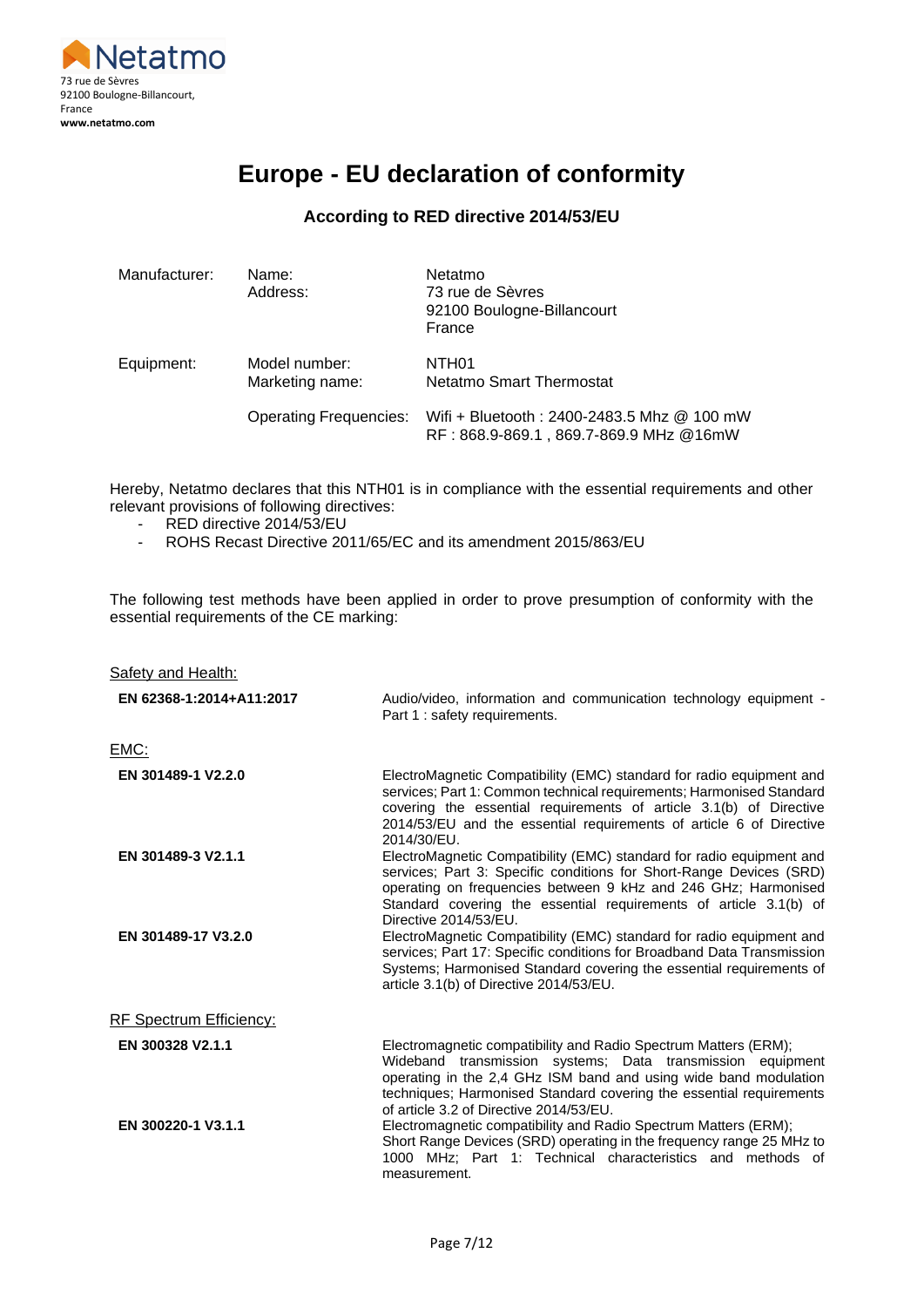Netatmo
73 rue de Sèvres
92100 Boulogne-Billancourt,
France
**www.netatmo.com**

# Europe - EU declaration of conformity

### According to RED directive 2014/53/EU

| | | |
|---|---|---|
| Manufacturer: | Name:<br>Address: | Netatmo<br>73 rue de Sèvres<br>92100 Boulogne-Billancourt<br>France |
| Equipment: | Model number:<br>Marketing name: | NTH01<br>Netatmo Smart Thermostat |
| | Operating Frequencies: | Wifi + Bluetooth : 2400-2483.5 Mhz @ 100 mW<br>RF : 868.9-869.1 , 869.7-869.9 MHz @16mW |

Hereby, Netatmo declares that this NTH01 is in compliance with the essential requirements and other relevant provisions of following directives:

- RED directive 2014/53/EU
- ROHS Recast Directive 2011/65/EC and its amendment 2015/863/EU

The following test methods have been applied in order to prove presumption of conformity with the essential requirements of the CE marking:

Safety and Health:

| | |
|---|---|
| **EN 62368-1:2014+A11:2017** | Audio/video, information and communication technology equipment - Part 1 : safety requirements. |

EMC:

| | |
|---|---|
| **EN 301489-1 V2.2.0** | ElectroMagnetic Compatibility (EMC) standard for radio equipment and services; Part 1: Common technical requirements; Harmonised Standard covering the essential requirements of article 3.1(b) of Directive 2014/53/EU and the essential requirements of article 6 of Directive 2014/30/EU. |
| **EN 301489-3 V2.1.1** | ElectroMagnetic Compatibility (EMC) standard for radio equipment and services; Part 3: Specific conditions for Short-Range Devices (SRD) operating on frequencies between 9 kHz and 246 GHz; Harmonised Standard covering the essential requirements of article 3.1(b) of Directive 2014/53/EU. |
| **EN 301489-17 V3.2.0** | ElectroMagnetic Compatibility (EMC) standard for radio equipment and services; Part 17: Specific conditions for Broadband Data Transmission Systems; Harmonised Standard covering the essential requirements of article 3.1(b) of Directive 2014/53/EU. |

RF Spectrum Efficiency:

| | |
|---|---|
| **EN 300328 V2.1.1** | Electromagnetic compatibility and Radio Spectrum Matters (ERM); Wideband transmission systems; Data transmission equipment operating in the 2,4 GHz ISM band and using wide band modulation techniques; Harmonised Standard covering the essential requirements of article 3.2 of Directive 2014/53/EU. |
| **EN 300220-1 V3.1.1** | Electromagnetic compatibility and Radio Spectrum Matters (ERM); Short Range Devices (SRD) operating in the frequency range 25 MHz to 1000 MHz; Part 1: Technical characteristics and methods of measurement. |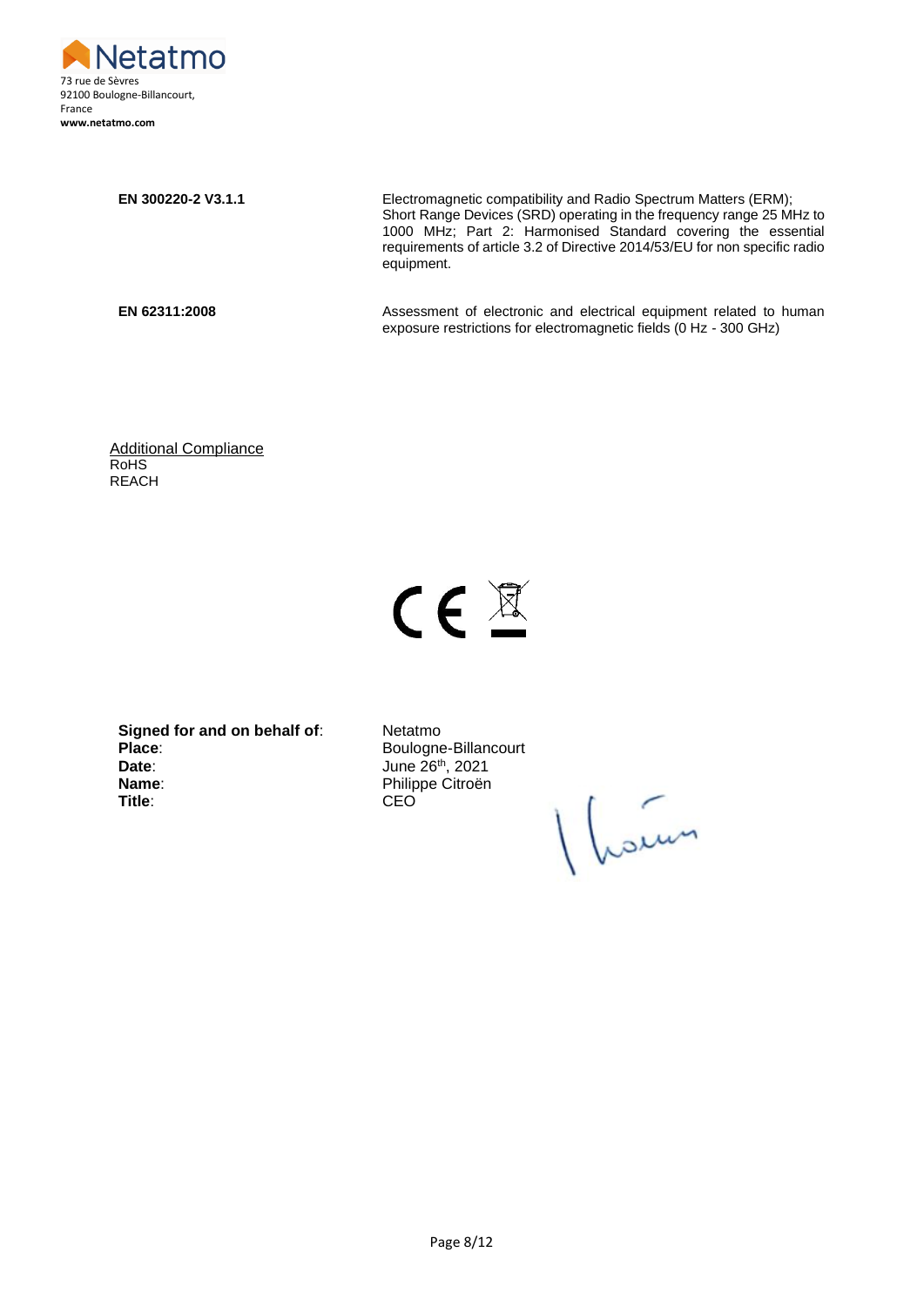Netatmo
73 rue de Sèvres
92100 Boulogne-Billancourt,
France
**www.netatmo.com**

| | |
|---|---|
| **EN 300220-2 V3.1.1** | Electromagnetic compatibility and Radio Spectrum Matters (ERM); Short Range Devices (SRD) operating in the frequency range 25 MHz to 1000 MHz; Part 2: Harmonised Standard covering the essential requirements of article 3.2 of Directive 2014/53/EU for non specific radio equipment. |
| **EN 62311:2008** | Assessment of electronic and electrical equipment related to human exposure restrictions for electromagnetic fields (0 Hz - 300 GHz) |

<u>Additional Compliance</u>
RoHS
REACH

CE

| | |
|---|---|
| **Signed for and on behalf of**: | Netatmo |
| **Place**: | Boulogne-Billancourt |
| **Date**: | June 26th, 2021 |
| **Name**: | Philippe Citroën |
| **Title**: | CEO |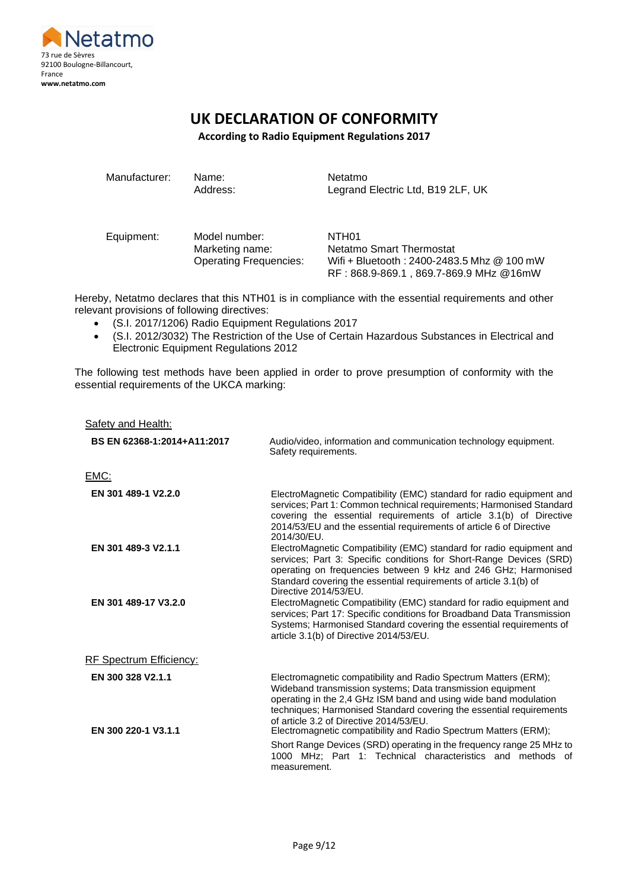Netatmo
73 rue de Sèvres
92100 Boulogne-Billancourt,
France
**www.netatmo.com**

# UK DECLARATION OF CONFORMITY

**According to Radio Equipment Regulations 2017**

| | | |
|---|---|---|
| Manufacturer: | Name:<br>Address: | Netatmo<br>Legrand Electric Ltd, B19 2LF, UK |
| Equipment: | Model number:<br>Marketing name:<br>Operating Frequencies: | NTH01<br>Netatmo Smart Thermostat<br>Wifi + Bluetooth : 2400-2483.5 Mhz @ 100 mW<br>RF : 868.9-869.1 , 869.7-869.9 MHz @16mW |

Hereby, Netatmo declares that this NTH01 is in compliance with the essential requirements and other relevant provisions of following directives:

- (S.I. 2017/1206) Radio Equipment Regulations 2017
- (S.I. 2012/3032) The Restriction of the Use of Certain Hazardous Substances in Electrical and Electronic Equipment Regulations 2012

The following test methods have been applied in order to prove presumption of conformity with the essential requirements of the UKCA marking:

Safety and Health:

| | |
|---|---|
| **BS EN 62368-1:2014+A11:2017** | Audio/video, information and communication technology equipment. Safety requirements. |

EMC:

| | |
|---|---|
| **EN 301 489-1 V2.2.0** | ElectroMagnetic Compatibility (EMC) standard for radio equipment and services; Part 1: Common technical requirements; Harmonised Standard covering the essential requirements of article 3.1(b) of Directive 2014/53/EU and the essential requirements of article 6 of Directive 2014/30/EU. |
| **EN 301 489-3 V2.1.1** | ElectroMagnetic Compatibility (EMC) standard for radio equipment and services; Part 3: Specific conditions for Short-Range Devices (SRD) operating on frequencies between 9 kHz and 246 GHz; Harmonised Standard covering the essential requirements of article 3.1(b) of Directive 2014/53/EU. |
| **EN 301 489-17 V3.2.0** | ElectroMagnetic Compatibility (EMC) standard for radio equipment and services; Part 17: Specific conditions for Broadband Data Transmission Systems; Harmonised Standard covering the essential requirements of article 3.1(b) of Directive 2014/53/EU. |

RF Spectrum Efficiency:

| | |
|---|---|
| **EN 300 328 V2.1.1** | Electromagnetic compatibility and Radio Spectrum Matters (ERM); Wideband transmission systems; Data transmission equipment operating in the 2,4 GHz ISM band and using wide band modulation techniques; Harmonised Standard covering the essential requirements of article 3.2 of Directive 2014/53/EU. |
| **EN 300 220-1 V3.1.1** | Electromagnetic compatibility and Radio Spectrum Matters (ERM); Short Range Devices (SRD) operating in the frequency range 25 MHz to 1000 MHz; Part 1: Technical characteristics and methods of measurement. |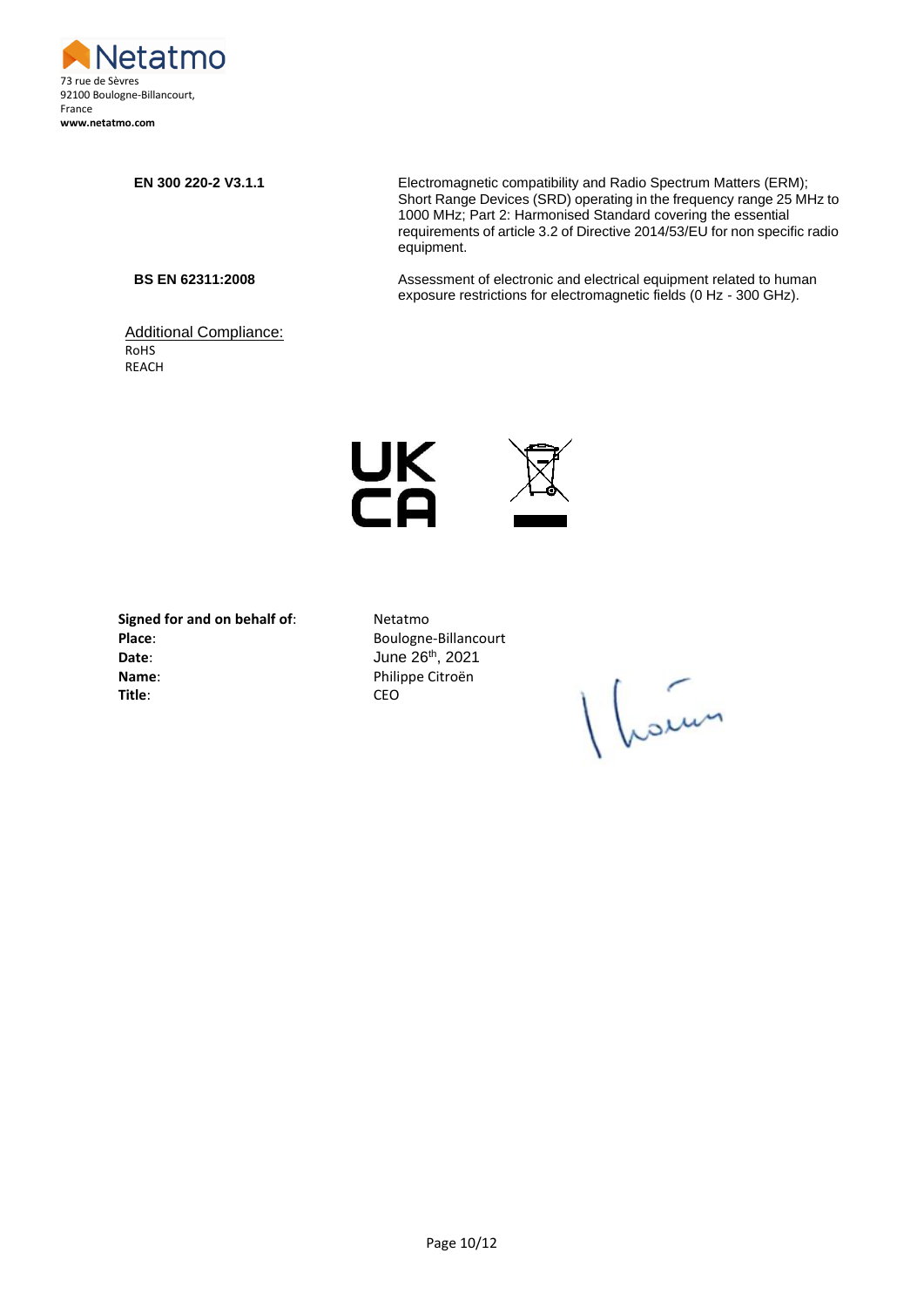Netatmo
73 rue de Sèvres
92100 Boulogne-Billancourt,
France
**www.netatmo.com**

| | |
|---|---|
| **EN 300 220-2 V3.1.1** | Electromagnetic compatibility and Radio Spectrum Matters (ERM); Short Range Devices (SRD) operating in the frequency range 25 MHz to 1000 MHz; Part 2: Harmonised Standard covering the essential requirements of article 3.2 of Directive 2014/53/EU for non specific radio equipment. |
| **BS EN 62311:2008** | Assessment of electronic and electrical equipment related to human exposure restrictions for electromagnetic fields (0 Hz - 300 GHz). |

Additional Compliance:
RoHS
REACH

UK
CA

**Signed for and on behalf of**: Netatmo
**Place**: Boulogne-Billancourt
**Date**: June 26th, 2021
**Name**: Philippe Citroën
**Title**: CEO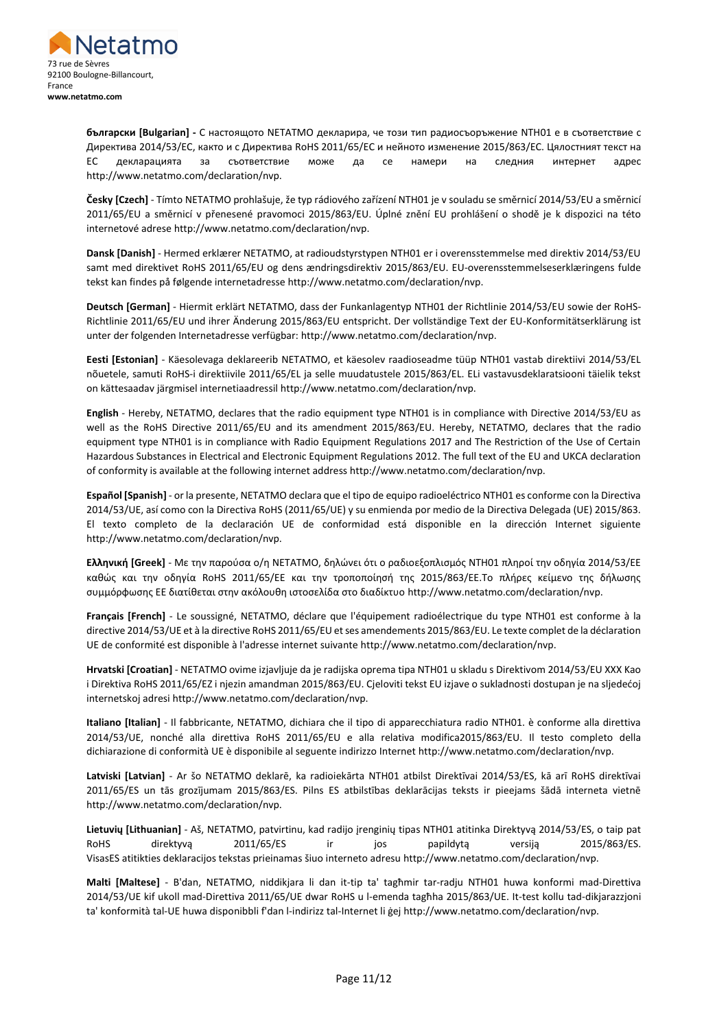Netatmo
73 rue de Sèvres
92100 Boulogne-Billancourt,
France
**www.netatmo.com**

**български [Bulgarian] -** С настоящото NETATMO декларира, че този тип радиосъоръжение NTH01 е в съответствие с Директива 2014/53/ЕС, както и с Директива RoHS 2011/65/ЕС и нейното изменение 2015/863/ЕС. Цялостният текст на ЕС декларацията за съответствие може да се намери на следния интернет адрес http://www.netatmo.com/declaration/nvp.

**Česky [Czech]** - Tímto NETATMO prohlašuje, že typ rádiového zařízení NTH01 je v souladu se směrnicí 2014/53/EU a směrnicí 2011/65/EU a směrnicí v přenesené pravomoci 2015/863/EU. Úplné znění EU prohlášení o shodě je k dispozici na této internetové adrese http://www.netatmo.com/declaration/nvp.

**Dansk [Danish]** - Hermed erklærer NETATMO, at radioudstyrstypen NTH01 er i overensstemmelse med direktiv 2014/53/EU samt med direktivet RoHS 2011/65/EU og dens ændringsdirektiv 2015/863/EU. EU-overensstemmelseserklæringens fulde tekst kan findes på følgende internetadresse http://www.netatmo.com/declaration/nvp.

**Deutsch [German]** - Hiermit erklärt NETATMO, dass der Funkanlagentyp NTH01 der Richtlinie 2014/53/EU sowie der RoHS-Richtlinie 2011/65/EU und ihrer Änderung 2015/863/EU entspricht. Der vollständige Text der EU-Konformitätserklärung ist unter der folgenden Internetadresse verfügbar: http://www.netatmo.com/declaration/nvp.

**Eesti [Estonian]** - Käesolevaga deklareerib NETATMO, et käesolev raadioseadme tüüp NTH01 vastab direktiivi 2014/53/EL nõuetele, samuti RoHS-i direktiivile 2011/65/EL ja selle muudatustele 2015/863/EL. ELi vastavusdeklaratsiooni täielik tekst on kättesaadav järgmisel internetiaadressil http://www.netatmo.com/declaration/nvp.

**English** - Hereby, NETATMO, declares that the radio equipment type NTH01 is in compliance with Directive 2014/53/EU as well as the RoHS Directive 2011/65/EU and its amendment 2015/863/EU. Hereby, NETATMO, declares that the radio equipment type NTH01 is in compliance with Radio Equipment Regulations 2017 and The Restriction of the Use of Certain Hazardous Substances in Electrical and Electronic Equipment Regulations 2012. The full text of the EU and UKCA declaration of conformity is available at the following internet address http://www.netatmo.com/declaration/nvp.

**Español [Spanish]** - or la presente, NETATMO declara que el tipo de equipo radioeléctrico NTH01 es conforme con la Directiva 2014/53/UE, así como con la Directiva RoHS (2011/65/UE) y su enmienda por medio de la Directiva Delegada (UE) 2015/863. El texto completo de la declaración UE de conformidad está disponible en la dirección Internet siguiente http://www.netatmo.com/declaration/nvp.

**Ελληνική [Greek]** - Με την παρούσα ο/η NETATMO, δηλώνει ότι ο ραδιοεξοπλισμός NTH01 πληροί την οδηγία 2014/53/ΕΕ καθώς και την οδηγία RoHS 2011/65/ΕΕ και την τροποποίησή της 2015/863/ΕΕ.Το πλήρες κείμενο της δήλωσης συμμόρφωσης ΕΕ διατίθεται στην ακόλουθη ιστοσελίδα στο διαδίκτυο http://www.netatmo.com/declaration/nvp.

**Français [French]** - Le soussigné, NETATMO, déclare que l'équipement radioélectrique du type NTH01 est conforme à la directive 2014/53/UE et à la directive RoHS 2011/65/EU et ses amendements 2015/863/EU. Le texte complet de la déclaration UE de conformité est disponible à l'adresse internet suivante http://www.netatmo.com/declaration/nvp.

**Hrvatski [Croatian]** - NETATMO ovime izjavljuje da je radijska oprema tipa NTH01 u skladu s Direktivom 2014/53/EU XXX Kao i Direktiva RoHS 2011/65/EZ i njezin amandman 2015/863/EU. Cjeloviti tekst EU izjave o sukladnosti dostupan je na sljedećoj internetskoj adresi http://www.netatmo.com/declaration/nvp.

**Italiano [Italian]** - Il fabbricante, NETATMO, dichiara che il tipo di apparecchiatura radio NTH01. è conforme alla direttiva 2014/53/UE, nonché alla direttiva RoHS 2011/65/EU e alla relativa modifica2015/863/EU. Il testo completo della dichiarazione di conformità UE è disponibile al seguente indirizzo Internet http://www.netatmo.com/declaration/nvp.

**Latviski [Latvian]** - Ar šo NETATMO deklarē, ka radioiekārta NTH01 atbilst Direktīvai 2014/53/ES, kā arī RoHS direktīvai 2011/65/ES un tās grozījumam 2015/863/ES. Pilns ES atbilstības deklarācijas teksts ir pieejams šādā interneta vietnē http://www.netatmo.com/declaration/nvp.

**Lietuvių [Lithuanian]** - Aš, NETATMO, patvirtinu, kad radijo įrenginių tipas NTH01 atitinka Direktyvą 2014/53/ES, o taip pat RoHS direktyvą 2011/65/ES ir jos papildytą versiją 2015/863/ES. VisasES atitikties deklaracijos tekstas prieinamas šiuo interneto adresu http://www.netatmo.com/declaration/nvp.

**Malti [Maltese]** - B'dan, NETATMO, niddikjara li dan it-tip ta' tagħmir tar-radju NTH01 huwa konformi mad-Direttiva 2014/53/UE kif ukoll mad-Direttiva 2011/65/UE dwar RoHS u l-emenda tagħha 2015/863/UE. It-test kollu tad-dikjarazzjoni ta' konformità tal-UE huwa disponibbli f'dan l-indirizz tal-Internet li ġej http://www.netatmo.com/declaration/nvp.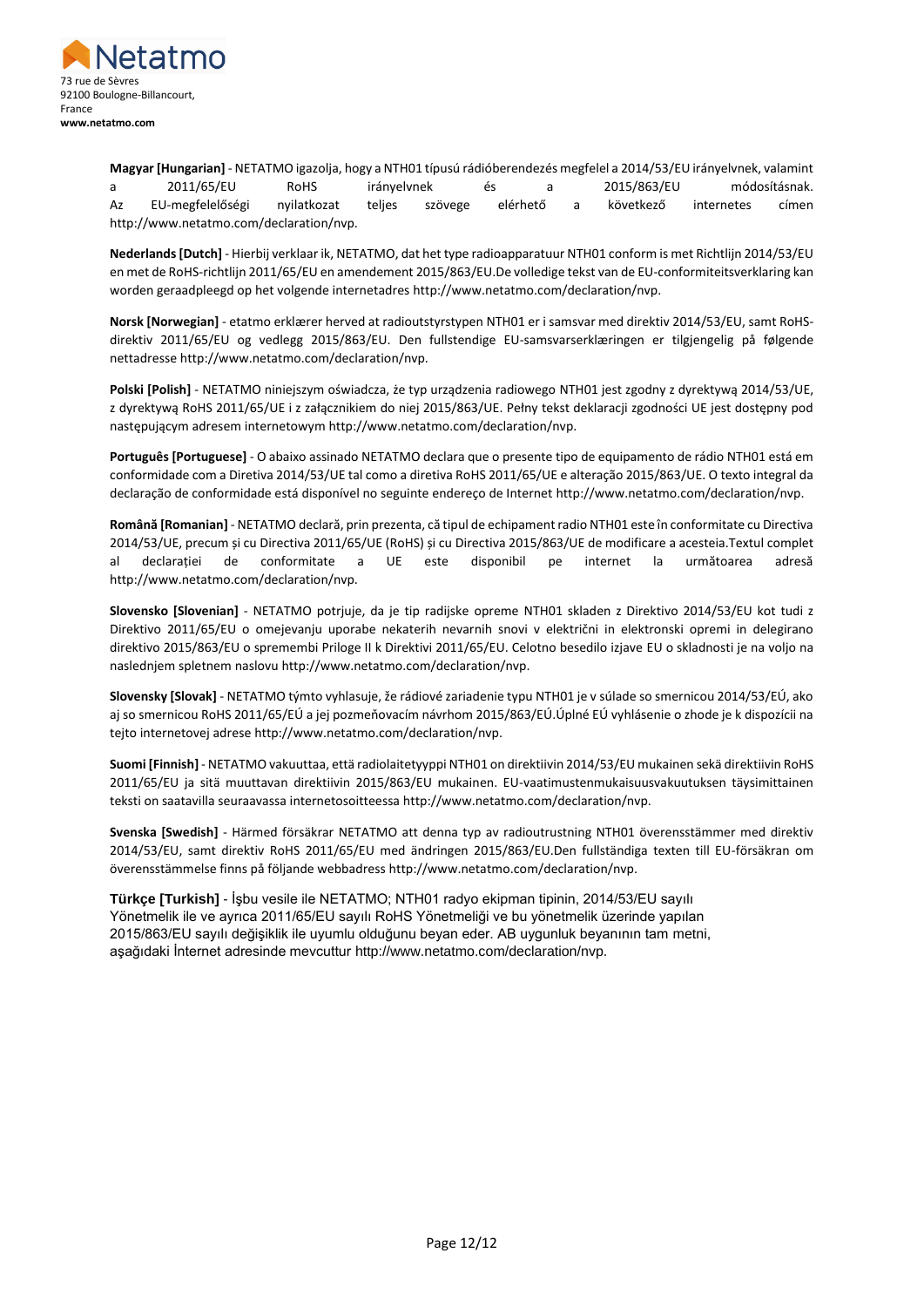Netatmo
73 rue de Sèvres
92100 Boulogne-Billancourt,
France
**www.netatmo.com**

**Magyar [Hungarian]** - NETATMO igazolja, hogy a NTH01 típusú rádióberendezés megfelel a 2014/53/EU irányelvnek, valamint a 2011/65/EU RoHS irányelvnek és a 2015/863/EU módosításnak. Az EU-megfelelőségi nyilatkozat teljes szövege elérhető a következő internetes címen http://www.netatmo.com/declaration/nvp.

**Nederlands [Dutch]** - Hierbij verklaar ik, NETATMO, dat het type radioapparatuur NTH01 conform is met Richtlijn 2014/53/EU en met de RoHS-richtlijn 2011/65/EU en amendement 2015/863/EU.De volledige tekst van de EU-conformiteitsverklaring kan worden geraadpleegd op het volgende internetadres http://www.netatmo.com/declaration/nvp.

**Norsk [Norwegian]** - etatmo erklærer herved at radioutstyrstypen NTH01 er i samsvar med direktiv 2014/53/EU, samt RoHS-direktiv 2011/65/EU og vedlegg 2015/863/EU. Den fullstendige EU-samsvarserklæringen er tilgjengelig på følgende nettadresse http://www.netatmo.com/declaration/nvp.

**Polski [Polish]** - NETATMO niniejszym oświadcza, że typ urządzenia radiowego NTH01 jest zgodny z dyrektywą 2014/53/UE, z dyrektywą RoHS 2011/65/UE i z załącznikiem do niej 2015/863/UE. Pełny tekst deklaracji zgodności UE jest dostępny pod następującym adresem internetowym http://www.netatmo.com/declaration/nvp.

**Português [Portuguese]** - O abaixo assinado NETATMO declara que o presente tipo de equipamento de rádio NTH01 está em conformidade com a Diretiva 2014/53/UE tal como a diretiva RoHS 2011/65/UE e alteração 2015/863/UE. O texto integral da declaração de conformidade está disponível no seguinte endereço de Internet http://www.netatmo.com/declaration/nvp.

**Română [Romanian]** - NETATMO declară, prin prezenta, că tipul de echipament radio NTH01 este în conformitate cu Directiva 2014/53/UE, precum și cu Directiva 2011/65/UE (RoHS) și cu Directiva 2015/863/UE de modificare a acesteia.Textul complet al declarației de conformitate a UE este disponibil pe internet la următoarea adresă http://www.netatmo.com/declaration/nvp.

**Slovensko [Slovenian]** - NETATMO potrjuje, da je tip radijske opreme NTH01 skladen z Direktivo 2014/53/EU kot tudi z Direktivo 2011/65/EU o omejevanju uporabe nekaterih nevarnih snovi v električni in elektronski opremi in delegirano direktivo 2015/863/EU o spremembi Priloge II k Direktivi 2011/65/EU. Celotno besedilo izjave EU o skladnosti je na voljo na naslednjem spletnem naslovu http://www.netatmo.com/declaration/nvp.

**Slovensky [Slovak]** - NETATMO týmto vyhlasuje, že rádiové zariadenie typu NTH01 je v súlade so smernicou 2014/53/EÚ, ako aj so smernicou RoHS 2011/65/EÚ a jej pozmeňovacím návrhom 2015/863/EÚ.Úplné EÚ vyhlásenie o zhode je k dispozícii na tejto internetovej adrese http://www.netatmo.com/declaration/nvp.

**Suomi [Finnish]** - NETATMO vakuuttaa, että radiolaitetyyppi NTH01 on direktiivin 2014/53/EU mukainen sekä direktiivin RoHS 2011/65/EU ja sitä muuttavan direktiivin 2015/863/EU mukainen. EU-vaatimustenmukaisuusvakuutuksen täysimittainen teksti on saatavilla seuraavassa internetosoitteessa http://www.netatmo.com/declaration/nvp.

**Svenska [Swedish]** - Härmed försäkrar NETATMO att denna typ av radioutrustning NTH01 överensstämmer med direktiv 2014/53/EU, samt direktiv RoHS 2011/65/EU med ändringen 2015/863/EU.Den fullständiga texten till EU-försäkran om överensstämmelse finns på följande webbadress http://www.netatmo.com/declaration/nvp.

**Türkçe [Turkish]** - İşbu vesile ile NETATMO; NTH01 radyo ekipman tipinin, 2014/53/EU sayılı Yönetmelik ile ve ayrıca 2011/65/EU sayılı RoHS Yönetmeliği ve bu yönetmelik üzerinde yapılan 2015/863/EU sayılı değişiklik ile uyumlu olduğunu beyan eder. AB uygunluk beyanının tam metni, aşağıdaki İnternet adresinde mevcuttur http://www.netatmo.com/declaration/nvp.